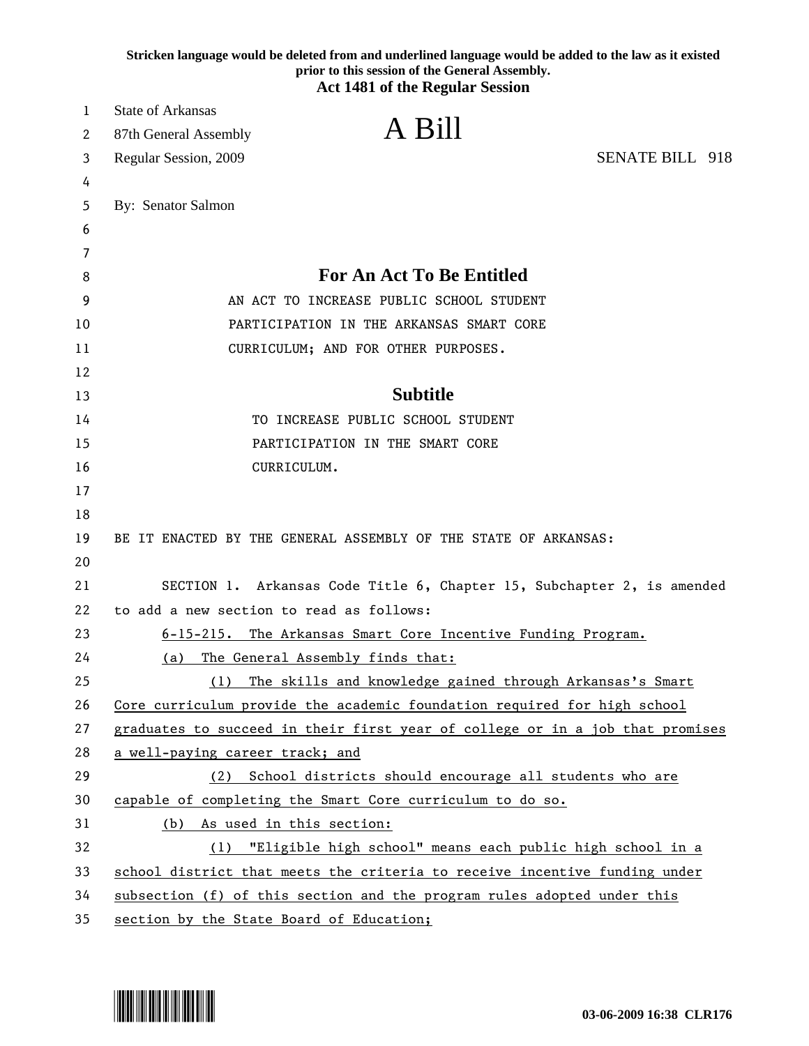**Stricken language would be deleted from and underlined language would be added to the law as it existed prior to this session of the General Assembly.**
**Act 1481 of the Regular Session**

State of Arkansas
87th General Assembly
Regular Session, 2009

# A Bill

SENATE BILL 918

By: Senator Salmon

## For An Act To Be Entitled

AN ACT TO INCREASE PUBLIC SCHOOL STUDENT PARTICIPATION IN THE ARKANSAS SMART CORE CURRICULUM; AND FOR OTHER PURPOSES.

## Subtitle

TO INCREASE PUBLIC SCHOOL STUDENT PARTICIPATION IN THE SMART CORE CURRICULUM.

BE IT ENACTED BY THE GENERAL ASSEMBLY OF THE STATE OF ARKANSAS:

SECTION 1. Arkansas Code Title 6, Chapter 15, Subchapter 2, is amended to add a new section to read as follows:

<u>6-15-215. The Arkansas Smart Core Incentive Funding Program.</u>

<u>(a) The General Assembly finds that:</u>

<u>(1) The skills and knowledge gained through Arkansas's Smart Core curriculum provide the academic foundation required for high school graduates to succeed in their first year of college or in a job that promises a well-paying career track; and</u>

<u>(2) School districts should encourage all students who are capable of completing the Smart Core curriculum to do so.</u>

<u>(b) As used in this section:</u>

<u>(1) "Eligible high school" means each public high school in a school district that meets the criteria to receive incentive funding under subsection (f) of this section and the program rules adopted under this section by the State Board of Education;</u>

03-06-2009 16:38 CLR176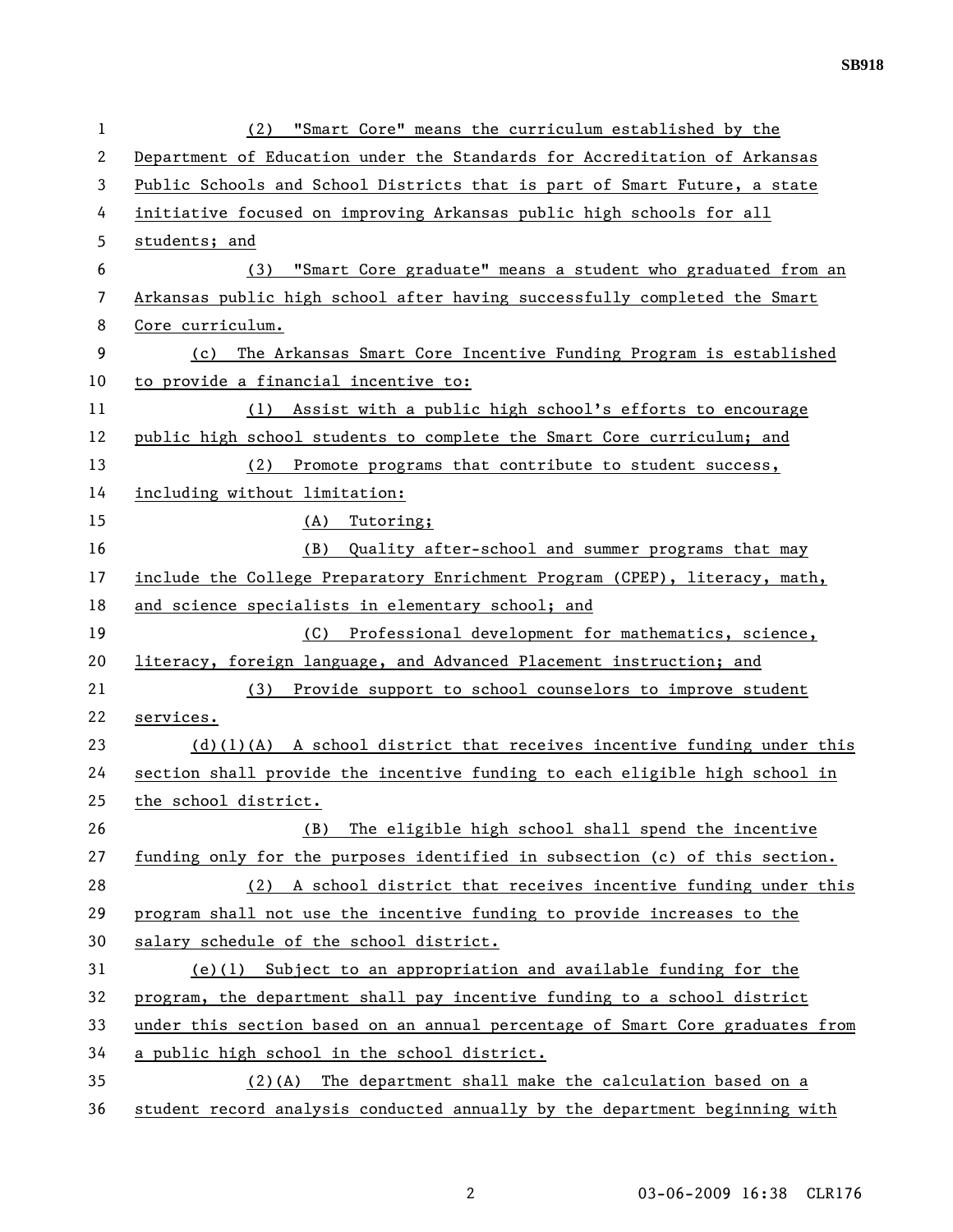(2) "Smart Core" means the curriculum established by the Department of Education under the Standards for Accreditation of Arkansas Public Schools and School Districts that is part of Smart Future, a state initiative focused on improving Arkansas public high schools for all students; and

(3) "Smart Core graduate" means a student who graduated from an Arkansas public high school after having successfully completed the Smart Core curriculum.

(c) The Arkansas Smart Core Incentive Funding Program is established to provide a financial incentive to:

(1) Assist with a public high school's efforts to encourage public high school students to complete the Smart Core curriculum; and

(2) Promote programs that contribute to student success, including without limitation:

(A) Tutoring;

(B) Quality after-school and summer programs that may include the College Preparatory Enrichment Program (CPEP), literacy, math, and science specialists in elementary school; and

(C) Professional development for mathematics, science, literacy, foreign language, and Advanced Placement instruction; and

(3) Provide support to school counselors to improve student services.

(d)(1)(A) A school district that receives incentive funding under this section shall provide the incentive funding to each eligible high school in the school district.

(B) The eligible high school shall spend the incentive funding only for the purposes identified in subsection (c) of this section.

(2) A school district that receives incentive funding under this program shall not use the incentive funding to provide increases to the salary schedule of the school district.

(e)(1) Subject to an appropriation and available funding for the program, the department shall pay incentive funding to a school district under this section based on an annual percentage of Smart Core graduates from a public high school in the school district.

(2)(A) The department shall make the calculation based on a student record analysis conducted annually by the department beginning with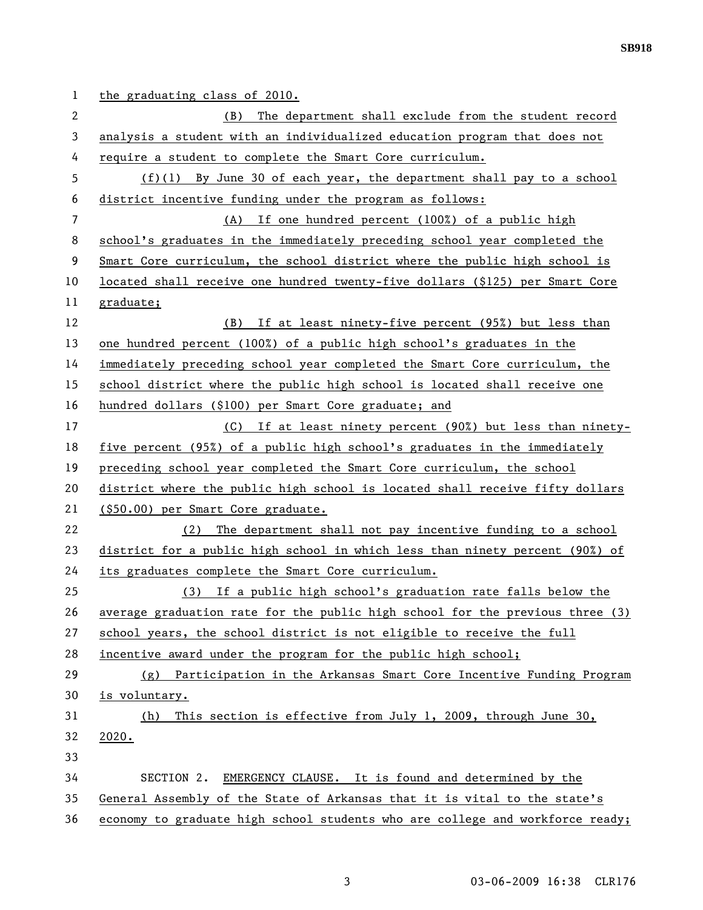the graduating class of 2010.

(B) The department shall exclude from the student record analysis a student with an individualized education program that does not require a student to complete the Smart Core curriculum.

(f)(1) By June 30 of each year, the department shall pay to a school district incentive funding under the program as follows:

(A) If one hundred percent (100%) of a public high school's graduates in the immediately preceding school year completed the Smart Core curriculum, the school district where the public high school is located shall receive one hundred twenty-five dollars ($125) per Smart Core graduate;

(B) If at least ninety-five percent (95%) but less than one hundred percent (100%) of a public high school's graduates in the immediately preceding school year completed the Smart Core curriculum, the school district where the public high school is located shall receive one hundred dollars ($100) per Smart Core graduate; and

(C) If at least ninety percent (90%) but less than ninety-five percent (95%) of a public high school's graduates in the immediately preceding school year completed the Smart Core curriculum, the school district where the public high school is located shall receive fifty dollars ($50.00) per Smart Core graduate.

(2) The department shall not pay incentive funding to a school district for a public high school in which less than ninety percent (90%) of its graduates complete the Smart Core curriculum.

(3) If a public high school's graduation rate falls below the average graduation rate for the public high school for the previous three (3) school years, the school district is not eligible to receive the full incentive award under the program for the public high school;

(g) Participation in the Arkansas Smart Core Incentive Funding Program is voluntary.

(h) This section is effective from July 1, 2009, through June 30, 2020.

SECTION 2. EMERGENCY CLAUSE. It is found and determined by the General Assembly of the State of Arkansas that it is vital to the state's economy to graduate high school students who are college and workforce ready;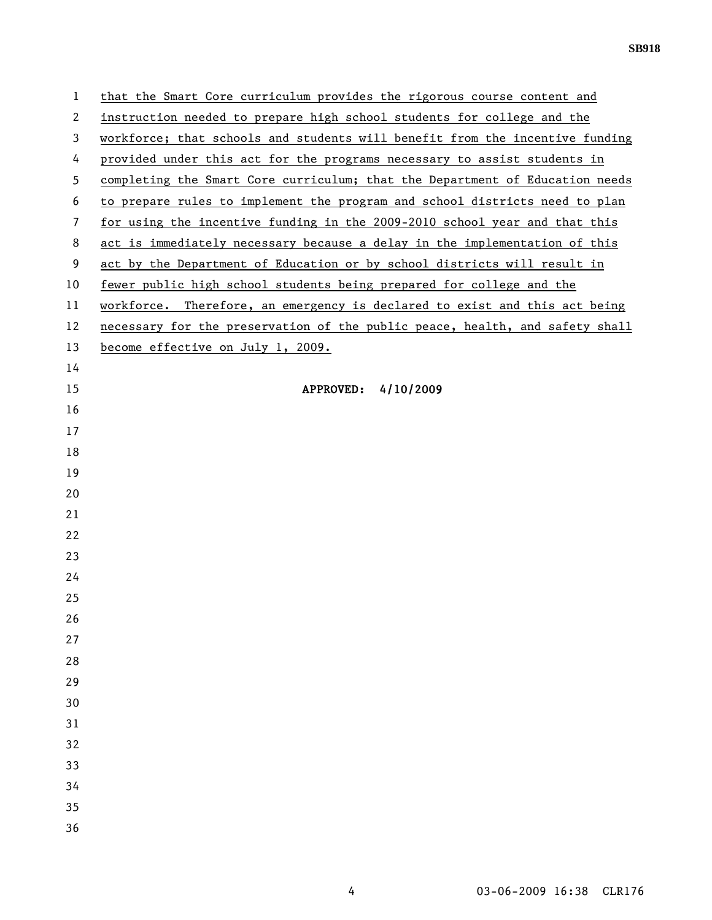that the Smart Core curriculum provides the rigorous course content and instruction needed to prepare high school students for college and the workforce; that schools and students will benefit from the incentive funding provided under this act for the programs necessary to assist students in completing the Smart Core curriculum; that the Department of Education needs to prepare rules to implement the program and school districts need to plan for using the incentive funding in the 2009-2010 school year and that this act is immediately necessary because a delay in the implementation of this act by the Department of Education or by school districts will result in fewer public high school students being prepared for college and the workforce. Therefore, an emergency is declared to exist and this act being necessary for the preservation of the public peace, health, and safety shall become effective on July 1, 2009.

**APPROVED: 4/10/2009**